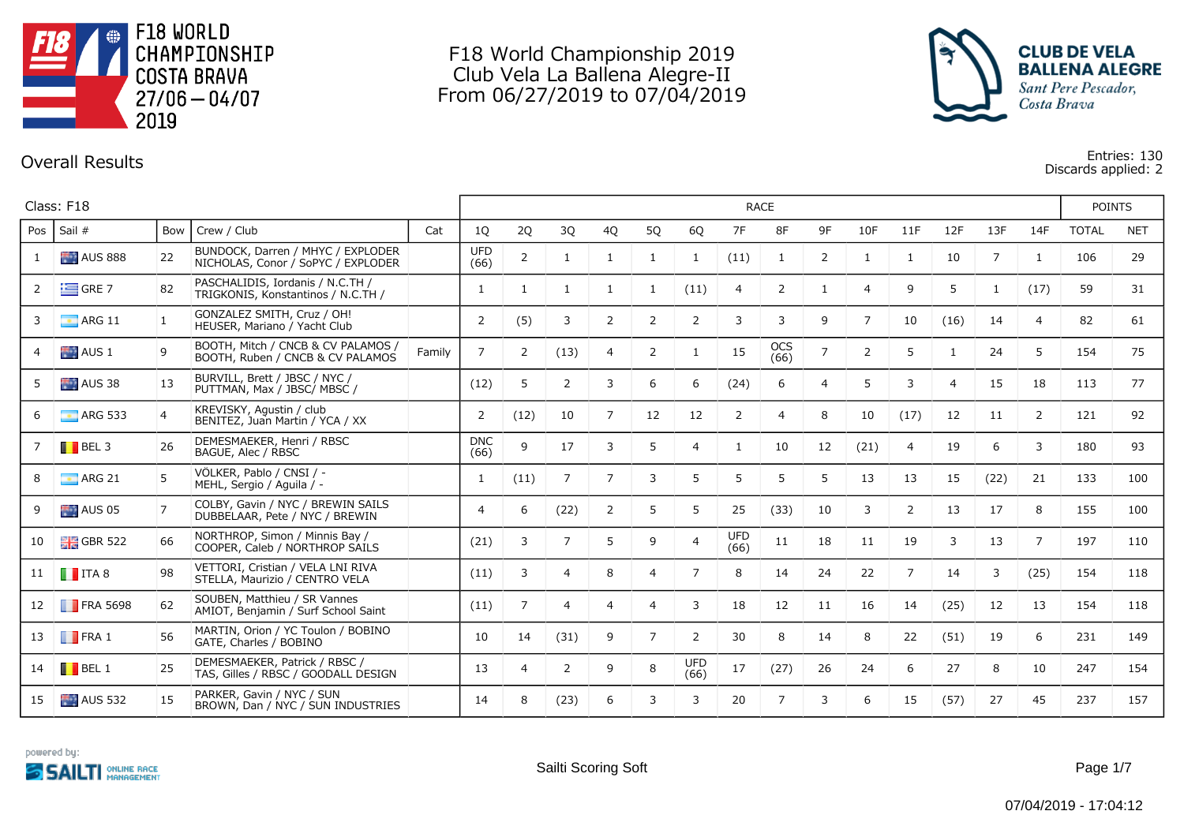F18 WORLD CHAMPIONSHIP COSTA BRAVA 27/06 — 04/07 2019

# F18 World Championship 2019
## Club Vela La Ballena Alegre-II
From 06/27/2019 to 07/04/2019

CLUB DE VELA BALLENA ALEGRE
*Sant Pere Pescador, Costa Brava*

## Overall Results

Entries: 130
Discards applied: 2

Class: F18

| Pos | Sail # | Bow | Crew / Club | Cat | 1Q | 2Q | 3Q | 4Q | 5Q | 6Q | 7F | 8F | 9F | 10F | 11F | 12F | 13F | 14F | TOTAL | NET |
|---|---|---|---|---|---|---|---|---|---|---|---|---|---|---|---|---|---|---|---|---|
| 1 | AUS 888 | 22 | BUNDOCK, Darren / MHYC / EXPLODER<br>NICHOLAS, Conor / SoPYC / EXPLODER | | UFD (66) | 2 | 1 | 1 | 1 | 1 | (11) | 1 | 2 | 1 | 1 | 10 | 7 | 1 | 106 | 29 |
| 2 | GRE 7 | 82 | PASCHALIDIS, Iordanis / N.C.TH /<br>TRIGKONIS, Konstantinos / N.C.TH / | | 1 | 1 | 1 | 1 | 1 | (11) | 4 | 2 | 1 | 4 | 9 | 5 | 1 | (17) | 59 | 31 |
| 3 | ARG 11 | 1 | GONZALEZ SMITH, Cruz / OH!<br>HEUSER, Mariano / Yacht Club | | 2 | (5) | 3 | 2 | 2 | 2 | 3 | 3 | 9 | 7 | 10 | (16) | 14 | 4 | 82 | 61 |
| 4 | AUS 1 | 9 | BOOTH, Mitch / CNCB & CV PALAMOS /<br>BOOTH, Ruben / CNCB & CV PALAMOS | Family | 7 | 2 | (13) | 4 | 2 | 1 | 15 | OCS (66) | 7 | 2 | 5 | 1 | 24 | 5 | 154 | 75 |
| 5 | AUS 38 | 13 | BURVILL, Brett / JBSC / NYC /<br>PUTTMAN, Max / JBSC/ MBSC / | | (12) | 5 | 2 | 3 | 6 | 6 | (24) | 6 | 4 | 5 | 3 | 4 | 15 | 18 | 113 | 77 |
| 6 | ARG 533 | 4 | KREVISKY, Agustin / club<br>BENITEZ, Juan Martin / YCA / XX | | 2 | (12) | 10 | 7 | 12 | 12 | 2 | 4 | 8 | 10 | (17) | 12 | 11 | 2 | 121 | 92 |
| 7 | BEL 3 | 26 | DEMESMAEKER, Henri / RBSC<br>BAGUE, Alec / RBSC | | DNC (66) | 9 | 17 | 3 | 5 | 4 | 1 | 10 | 12 | (21) | 4 | 19 | 6 | 3 | 180 | 93 |
| 8 | ARG 21 | 5 | VÖLKER, Pablo / CNSI / -<br>MEHL, Sergio / Aguila / - | | 1 | (11) | 7 | 7 | 3 | 5 | 5 | 5 | 5 | 13 | 13 | 15 | (22) | 21 | 133 | 100 |
| 9 | AUS 05 | 7 | COLBY, Gavin / NYC / BREWIN SAILS<br>DUBBELAAR, Pete / NYC / BREWIN | | 4 | 6 | (22) | 2 | 5 | 5 | 25 | (33) | 10 | 3 | 2 | 13 | 17 | 8 | 155 | 100 |
| 10 | GBR 522 | 66 | NORTHROP, Simon / Minnis Bay /<br>COOPER, Caleb / NORTHROP SAILS | | (21) | 3 | 7 | 5 | 9 | 4 | UFD (66) | 11 | 18 | 11 | 19 | 3 | 13 | 7 | 197 | 110 |
| 11 | ITA 8 | 98 | VETTORI, Cristian / VELA LNI RIVA<br>STELLA, Maurizio / CENTRO VELA | | (11) | 3 | 4 | 8 | 4 | 7 | 8 | 14 | 24 | 22 | 7 | 14 | 3 | (25) | 154 | 118 |
| 12 | FRA 5698 | 62 | SOUBEN, Matthieu / SR Vannes<br>AMIOT, Benjamin / Surf School Saint | | (11) | 7 | 4 | 4 | 4 | 3 | 18 | 12 | 11 | 16 | 14 | (25) | 12 | 13 | 154 | 118 |
| 13 | FRA 1 | 56 | MARTIN, Orion / YC Toulon / BOBINO<br>GATE, Charles / BOBINO | | 10 | 14 | (31) | 9 | 7 | 2 | 30 | 8 | 14 | 8 | 22 | (51) | 19 | 6 | 231 | 149 |
| 14 | BEL 1 | 25 | DEMESMAEKER, Patrick / RBSC /<br>TAS, Gilles / RBSC / GOODALL DESIGN | | 13 | 4 | 2 | 9 | 8 | UFD (66) | 17 | (27) | 26 | 24 | 6 | 27 | 8 | 10 | 247 | 154 |
| 15 | AUS 532 | 15 | PARKER, Gavin / NYC / SUN<br>BROWN, Dan / NYC / SUN INDUSTRIES | | 14 | 8 | (23) | 6 | 3 | 3 | 20 | 7 | 3 | 6 | 15 | (57) | 27 | 45 | 237 | 157 |

powered by: SAILTI ONLINE RACE MANAGEMENT

Sailti Scoring Soft

07/04/2019 - 17:04:12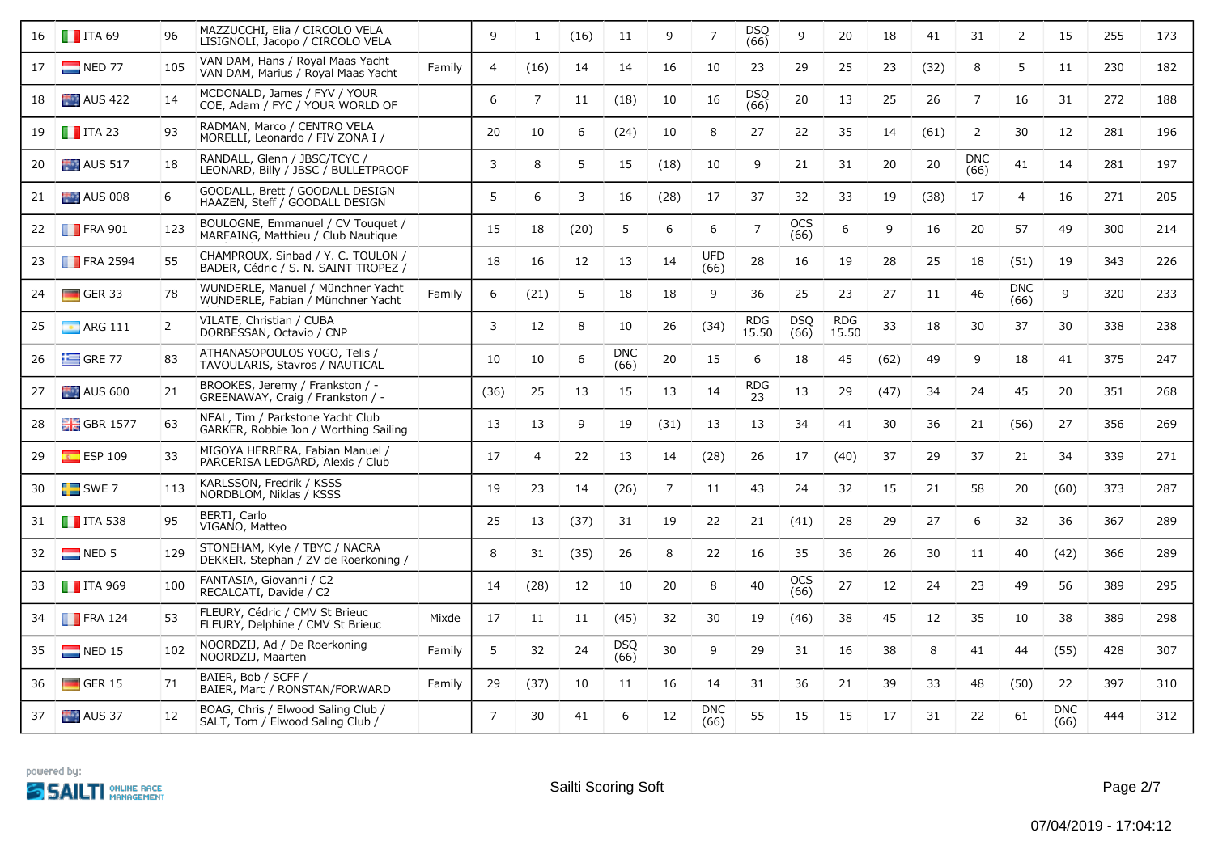| 16 | ITA 69 | 96 | MAZZUCCHI, Elia / CIRCOLO VELA LISIGNOLI, Jacopo / CIRCOLO VELA | | 9 | 1 | (16) | 11 | 9 | 7 | DSQ (66) | 9 | 20 | 18 | 41 | 31 | 2 | 15 | 255 | 173 |
|---|---|---|---|---|---|---|---|---|---|---|---|---|---|---|---|---|---|---|---|---|
| 17 | NED 77 | 105 | VAN DAM, Hans / Royal Maas Yacht VAN DAM, Marius / Royal Maas Yacht | Family | 4 | (16) | 14 | 14 | 16 | 10 | 23 | 29 | 25 | 23 | (32) | 8 | 5 | 11 | 230 | 182 |
| 18 | AUS 422 | 14 | MCDONALD, James / FYV / YOUR COE, Adam / FYC / YOUR WORLD OF | | 6 | 7 | 11 | (18) | 10 | 16 | DSQ (66) | 20 | 13 | 25 | 26 | 7 | 16 | 31 | 272 | 188 |
| 19 | ITA 23 | 93 | RADMAN, Marco / CENTRO VELA MORELLI, Leonardo / FIV ZONA I / | | 20 | 10 | 6 | (24) | 10 | 8 | 27 | 22 | 35 | 14 | (61) | 2 | 30 | 12 | 281 | 196 |
| 20 | AUS 517 | 18 | RANDALL, Glenn / JBSC/TCYC / LEONARD, Billy / JBSC / BULLETPROOF | | 3 | 8 | 5 | 15 | (18) | 10 | 9 | 21 | 31 | 20 | 20 | DNC (66) | 41 | 14 | 281 | 197 |
| 21 | AUS 008 | 6 | GOODALL, Brett / GOODALL DESIGN HAAZEN, Steff / GOODALL DESIGN | | 5 | 6 | 3 | 16 | (28) | 17 | 37 | 32 | 33 | 19 | (38) | 17 | 4 | 16 | 271 | 205 |
| 22 | FRA 901 | 123 | BOULOGNE, Emmanuel / CV Touquet / MARFAING, Matthieu / Club Nautique | | 15 | 18 | (20) | 5 | 6 | 6 | 7 | OCS (66) | 6 | 9 | 16 | 20 | 57 | 49 | 300 | 214 |
| 23 | FRA 2594 | 55 | CHAMPROUX, Sinbad / Y. C. TOULON / BADER, Cédric / S. N. SAINT TROPEZ / | | 18 | 16 | 12 | 13 | 14 | UFD (66) | 28 | 16 | 19 | 28 | 25 | 18 | (51) | 19 | 343 | 226 |
| 24 | GER 33 | 78 | WUNDERLE, Manuel / Münchner Yacht WUNDERLE, Fabian / Münchner Yacht | Family | 6 | (21) | 5 | 18 | 18 | 9 | 36 | 25 | 23 | 27 | 11 | 46 | DNC (66) | 9 | 320 | 233 |
| 25 | ARG 111 | 2 | VILATE, Christian / CUBA DORBESSAN, Octavio / CNP | | 3 | 12 | 8 | 10 | 26 | (34) | RDG 15.50 | DSQ (66) | RDG 15.50 | 33 | 18 | 30 | 37 | 30 | 338 | 238 |
| 26 | GRE 77 | 83 | ATHANASOPOULOS YOGO, Telis / TAVOULARIS, Stavros / NAUTICAL | | 10 | 10 | 6 | DNC (66) | 20 | 15 | 6 | 18 | 45 | (62) | 49 | 9 | 18 | 41 | 375 | 247 |
| 27 | AUS 600 | 21 | BROOKES, Jeremy / Frankston / - GREENAWAY, Craig / Frankston / - | | (36) | 25 | 13 | 15 | 13 | 14 | RDG 23 | 13 | 29 | (47) | 34 | 24 | 45 | 20 | 351 | 268 |
| 28 | GBR 1577 | 63 | NEAL, Tim / Parkstone Yacht Club GARKER, Robbie Jon / Worthing Sailing | | 13 | 13 | 9 | 19 | (31) | 13 | 13 | 34 | 41 | 30 | 36 | 21 | (56) | 27 | 356 | 269 |
| 29 | ESP 109 | 33 | MIGOYA HERRERA, Fabian Manuel / PARCERISA LEDGARD, Alexis / Club | | 17 | 4 | 22 | 13 | 14 | (28) | 26 | 17 | (40) | 37 | 29 | 37 | 21 | 34 | 339 | 271 |
| 30 | SWE 7 | 113 | KARLSSON, Fredrik / KSSS NORDBLOM, Niklas / KSSS | | 19 | 23 | 14 | (26) | 7 | 11 | 43 | 24 | 32 | 15 | 21 | 58 | 20 | (60) | 373 | 287 |
| 31 | ITA 538 | 95 | BERTI, Carlo VIGANO, Matteo | | 25 | 13 | (37) | 31 | 19 | 22 | 21 | (41) | 28 | 29 | 27 | 6 | 32 | 36 | 367 | 289 |
| 32 | NED 5 | 129 | STONEHAM, Kyle / TBYC / NACRA DEKKER, Stephan / ZV de Roerkoning / | | 8 | 31 | (35) | 26 | 8 | 22 | 16 | 35 | 36 | 26 | 30 | 11 | 40 | (42) | 366 | 289 |
| 33 | ITA 969 | 100 | FANTASIA, Giovanni / C2 RECALCATI, Davide / C2 | | 14 | (28) | 12 | 10 | 20 | 8 | 40 | OCS (66) | 27 | 12 | 24 | 23 | 49 | 56 | 389 | 295 |
| 34 | FRA 124 | 53 | FLEURY, Cédric / CMV St Brieuc FLEURY, Delphine / CMV St Brieuc | Mixde | 17 | 11 | 11 | (45) | 32 | 30 | 19 | (46) | 38 | 45 | 12 | 35 | 10 | 38 | 389 | 298 |
| 35 | NED 15 | 102 | NOORDZIJ, Ad / De Roerkoning NOORDZIJ, Maarten | Family | 5 | 32 | 24 | DSQ (66) | 30 | 9 | 29 | 31 | 16 | 38 | 8 | 41 | 44 | (55) | 428 | 307 |
| 36 | GER 15 | 71 | BAIER, Bob / SCFF / BAIER, Marc / RONSTAN/FORWARD | Family | 29 | (37) | 10 | 11 | 16 | 14 | 31 | 36 | 21 | 39 | 33 | 48 | (50) | 22 | 397 | 310 |
| 37 | AUS 37 | 12 | BOAG, Chris / Elwood Saling Club / SALT, Tom / Elwood Saling Club / | | 7 | 30 | 41 | 6 | 12 | DNC (66) | 55 | 15 | 15 | 17 | 31 | 22 | 61 | DNC (66) | 444 | 312 |

powered by: SAILTI ONLINE RACE MANAGEMENT

Sailti Scoring Soft

07/04/2019 - 17:04:12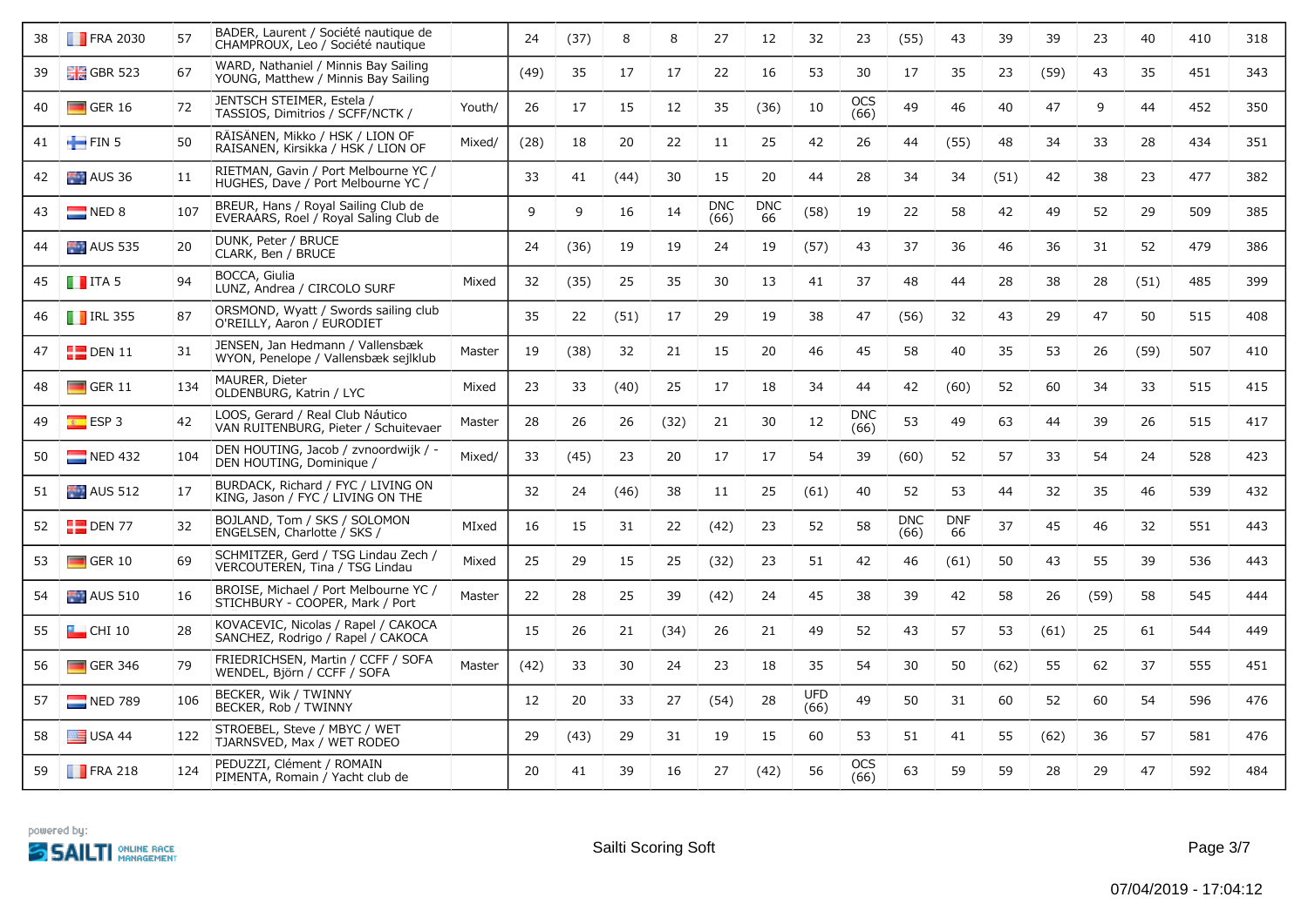| | | | | | | | | | | | | | | | | | | | | | |
|---|---|---|---|---|---|---|---|---|---|---|---|---|---|---|---|---|---|---|---|---|---|
| 38 | FRA 2030 | 57 | BADER, Laurent / Société nautique de CHAMPROUX, Leo / Société nautique | | 24 | (37) | 8 | 8 | 27 | 12 | 32 | 23 | (55) | 43 | 39 | 39 | 23 | 40 | 410 | 318 |
| 39 | GBR 523 | 67 | WARD, Nathaniel / Minnis Bay Sailing YOUNG, Matthew / Minnis Bay Sailing | | (49) | 35 | 17 | 17 | 22 | 16 | 53 | 30 | 17 | 35 | 23 | (59) | 43 | 35 | 451 | 343 |
| 40 | GER 16 | 72 | JENTSCH STEIMER, Estela / TASSIOS, Dimitrios / SCFF/NCTK / | Youth/ | 26 | 17 | 15 | 12 | 35 | (36) | 10 | OCS (66) | 49 | 46 | 40 | 47 | 9 | 44 | 452 | 350 |
| 41 | FIN 5 | 50 | RÄISÄNEN, Mikko / HSK / LION OF RAISANEN, Kirsikka / HSK / LION OF | Mixed/ | (28) | 18 | 20 | 22 | 11 | 25 | 42 | 26 | 44 | (55) | 48 | 34 | 33 | 28 | 434 | 351 |
| 42 | AUS 36 | 11 | RIETMAN, Gavin / Port Melbourne YC / HUGHES, Dave / Port Melbourne YC / | | 33 | 41 | (44) | 30 | 15 | 20 | 44 | 28 | 34 | 34 | (51) | 42 | 38 | 23 | 477 | 382 |
| 43 | NED 8 | 107 | BREUR, Hans / Royal Sailing Club de EVERAARS, Roel / Royal Saling Club de | | 9 | 9 | 16 | 14 | DNC (66) | DNC 66 | (58) | 19 | 22 | 58 | 42 | 49 | 52 | 29 | 509 | 385 |
| 44 | AUS 535 | 20 | DUNK, Peter / BRUCE CLARK, Ben / BRUCE | | 24 | (36) | 19 | 19 | 24 | 19 | (57) | 43 | 37 | 36 | 46 | 36 | 31 | 52 | 479 | 386 |
| 45 | ITA 5 | 94 | BOCCA, Giulia LUNZ, Andrea / CIRCOLO SURF | Mixed | 32 | (35) | 25 | 35 | 30 | 13 | 41 | 37 | 48 | 44 | 28 | 38 | 28 | (51) | 485 | 399 |
| 46 | IRL 355 | 87 | ORSMOND, Wyatt / Swords sailing club O'REILLY, Aaron / EURODIET | | 35 | 22 | (51) | 17 | 29 | 19 | 38 | 47 | (56) | 32 | 43 | 29 | 47 | 50 | 515 | 408 |
| 47 | DEN 11 | 31 | JENSEN, Jan Hedmann / Vallensbæk WYON, Penelope / Vallensbæk sejlklub | Master | 19 | (38) | 32 | 21 | 15 | 20 | 46 | 45 | 58 | 40 | 35 | 53 | 26 | (59) | 507 | 410 |
| 48 | GER 11 | 134 | MAURER, Dieter OLDENBURG, Katrin / LYC | Mixed | 23 | 33 | (40) | 25 | 17 | 18 | 34 | 44 | 42 | (60) | 52 | 60 | 34 | 33 | 515 | 415 |
| 49 | ESP 3 | 42 | LOOS, Gerard / Real Club Náutico VAN RUITENBURG, Pieter / Schuitevaer | Master | 28 | 26 | 26 | (32) | 21 | 30 | 12 | DNC (66) | 53 | 49 | 63 | 44 | 39 | 26 | 515 | 417 |
| 50 | NED 432 | 104 | DEN HOUTING, Jacob / zvnoordwijk / - DEN HOUTING, Dominique / | Mixed/ | 33 | (45) | 23 | 20 | 17 | 17 | 54 | 39 | (60) | 52 | 57 | 33 | 54 | 24 | 528 | 423 |
| 51 | AUS 512 | 17 | BURDACK, Richard / FYC / LIVING ON KING, Jason / FYC / LIVING ON THE | | 32 | 24 | (46) | 38 | 11 | 25 | (61) | 40 | 52 | 53 | 44 | 32 | 35 | 46 | 539 | 432 |
| 52 | DEN 77 | 32 | BOJLAND, Tom / SKS / SOLOMON ENGELSEN, Charlotte / SKS / | MIxed | 16 | 15 | 31 | 22 | (42) | 23 | 52 | 58 | DNC (66) | DNF 66 | 37 | 45 | 46 | 32 | 551 | 443 |
| 53 | GER 10 | 69 | SCHMITZER, Gerd / TSG Lindau Zech / VERCOUTEREN, Tina / TSG Lindau | Mixed | 25 | 29 | 15 | 25 | (32) | 23 | 51 | 42 | 46 | (61) | 50 | 43 | 55 | 39 | 536 | 443 |
| 54 | AUS 510 | 16 | BROISE, Michael / Port Melbourne YC / STICHBURY - COOPER, Mark / Port | Master | 22 | 28 | 25 | 39 | (42) | 24 | 45 | 38 | 39 | 42 | 58 | 26 | (59) | 58 | 545 | 444 |
| 55 | CHI 10 | 28 | KOVACEVIC, Nicolas / Rapel / CAKOCA SANCHEZ, Rodrigo / Rapel / CAKOCA | | 15 | 26 | 21 | (34) | 26 | 21 | 49 | 52 | 43 | 57 | 53 | (61) | 25 | 61 | 544 | 449 |
| 56 | GER 346 | 79 | FRIEDRICHSEN, Martin / CCFF / SOFA WENDEL, Björn / CCFF / SOFA | Master | (42) | 33 | 30 | 24 | 23 | 18 | 35 | 54 | 30 | 50 | (62) | 55 | 62 | 37 | 555 | 451 |
| 57 | NED 789 | 106 | BECKER, Wik / TWINNY BECKER, Rob / TWINNY | | 12 | 20 | 33 | 27 | (54) | 28 | UFD (66) | 49 | 50 | 31 | 60 | 52 | 60 | 54 | 596 | 476 |
| 58 | USA 44 | 122 | STROEBEL, Steve / MBYC / WET TJARNSVED, Max / WET RODEO | | 29 | (43) | 29 | 31 | 19 | 15 | 60 | 53 | 51 | 41 | 55 | (62) | 36 | 57 | 581 | 476 |
| 59 | FRA 218 | 124 | PEDUZZI, Clément / ROMAIN PIMENTA, Romain / Yacht club de | | 20 | 41 | 39 | 16 | 27 | (42) | 56 | OCS (66) | 63 | 59 | 59 | 28 | 29 | 47 | 592 | 484 |

powered by: SAILTI ONLINE RACE MANAGEMENT

Sailti Scoring Soft

07/04/2019 - 17:04:12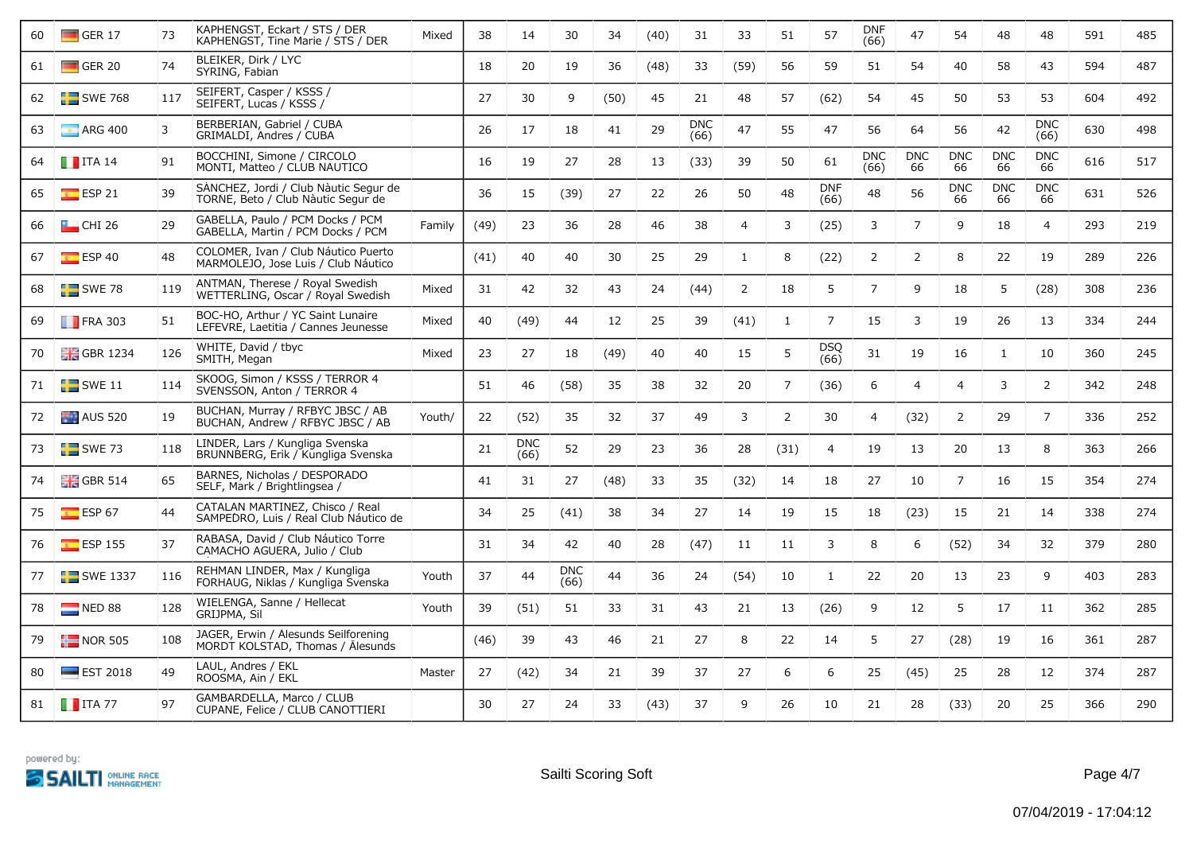| 60 | GER 17 | 73 | KAPHENGST, Eckart / STS / DER<br>KAPHENGST, Tine Marie / STS / DER | Mixed | 38 | 14 | 30 | 34 | (40) | 31 | 33 | 51 | 57 | DNF (66) | 47 | 54 | 48 | 48 | 591 | 485 |
|---|---|---|---|---|---|---|---|---|---|---|---|---|---|---|---|---|---|---|---|---|
| 61 | GER 20 | 74 | BLEIKER, Dirk / LYC<br>SYRING, Fabian | | 18 | 20 | 19 | 36 | (48) | 33 | (59) | 56 | 59 | 51 | 54 | 40 | 58 | 43 | 594 | 487 |
| 62 | SWE 768 | 117 | SEIFERT, Casper / KSSS /<br>SEIFERT, Lucas / KSSS / | | 27 | 30 | 9 | (50) | 45 | 21 | 48 | 57 | (62) | 54 | 45 | 50 | 53 | 53 | 604 | 492 |
| 63 | ARG 400 | 3 | BERBERIAN, Gabriel / CUBA<br>GRIMALDI, Andres / CUBA | | 26 | 17 | 18 | 41 | 29 | DNC (66) | 47 | 55 | 47 | 56 | 64 | 56 | 42 | DNC (66) | 630 | 498 |
| 64 | ITA 14 | 91 | BOCCHINI, Simone / CIRCOLO<br>MONTI, Matteo / CLUB NAUTICO | | 16 | 19 | 27 | 28 | 13 | (33) | 39 | 50 | 61 | DNC (66) | DNC 66 | DNC 66 | DNC 66 | DNC 66 | 616 | 517 |
| 65 | ESP 21 | 39 | SÁNCHEZ, Jordi / Club Nàutic Segur de<br>TORNE, Beto / Club Nàutic Segur de | | 36 | 15 | (39) | 27 | 22 | 26 | 50 | 48 | DNF (66) | 48 | 56 | DNC 66 | DNC 66 | DNC 66 | 631 | 526 |
| 66 | CHI 26 | 29 | GABELLA, Paulo / PCM Docks / PCM<br>GABELLA, Martin / PCM Docks / PCM | Family | (49) | 23 | 36 | 28 | 46 | 38 | 4 | 3 | (25) | 3 | 7 | 9 | 18 | 4 | 293 | 219 |
| 67 | ESP 40 | 48 | COLOMER, Ivan / Club Náutico Puerto<br>MARMOLEJO, Jose Luis / Club Náutico | | (41) | 40 | 40 | 30 | 25 | 29 | 1 | 8 | (22) | 2 | 2 | 8 | 22 | 19 | 289 | 226 |
| 68 | SWE 78 | 119 | ANTMAN, Therese / Royal Swedish<br>WETTERLING, Oscar / Royal Swedish | Mixed | 31 | 42 | 32 | 43 | 24 | (44) | 2 | 18 | 5 | 7 | 9 | 18 | 5 | (28) | 308 | 236 |
| 69 | FRA 303 | 51 | BOC-HO, Arthur / YC Saint Lunaire<br>LEFEVRE, Laetitia / Cannes Jeunesse | Mixed | 40 | (49) | 44 | 12 | 25 | 39 | (41) | 1 | 7 | 15 | 3 | 19 | 26 | 13 | 334 | 244 |
| 70 | GBR 1234 | 126 | WHITE, David / tbyc<br>SMITH, Megan | Mixed | 23 | 27 | 18 | (49) | 40 | 40 | 15 | 5 | DSQ (66) | 31 | 19 | 16 | 1 | 10 | 360 | 245 |
| 71 | SWE 11 | 114 | SKOOG, Simon / KSSS / TERROR 4<br>SVENSSON, Anton / TERROR 4 | | 51 | 46 | (58) | 35 | 38 | 32 | 20 | 7 | (36) | 6 | 4 | 4 | 3 | 2 | 342 | 248 |
| 72 | AUS 520 | 19 | BUCHAN, Murray / RFBYC JBSC / AB<br>BUCHAN, Andrew / RFBYC JBSC / AB | Youth/ | 22 | (52) | 35 | 32 | 37 | 49 | 3 | 2 | 30 | 4 | (32) | 2 | 29 | 7 | 336 | 252 |
| 73 | SWE 73 | 118 | LINDER, Lars / Kungliga Svenska<br>BRUNNBERG, Erik / Kungliga Svenska | | 21 | DNC (66) | 52 | 29 | 23 | 36 | 28 | (31) | 4 | 19 | 13 | 20 | 13 | 8 | 363 | 266 |
| 74 | GBR 514 | 65 | BARNES, Nicholas / DESPORADO<br>SELF, Mark / Brightlingsea / | | 41 | 31 | 27 | (48) | 33 | 35 | (32) | 14 | 18 | 27 | 10 | 7 | 16 | 15 | 354 | 274 |
| 75 | ESP 67 | 44 | CATALAN MARTINEZ, Chisco / Real<br>SAMPEDRO, Luis / Real Club Náutico de | | 34 | 25 | (41) | 38 | 34 | 27 | 14 | 19 | 15 | 18 | (23) | 15 | 21 | 14 | 338 | 274 |
| 76 | ESP 155 | 37 | RABASA, David / Club Náutico Torre<br>CAMACHO AGUERA, Julio / Club | | 31 | 34 | 42 | 40 | 28 | (47) | 11 | 11 | 3 | 8 | 6 | (52) | 34 | 32 | 379 | 280 |
| 77 | SWE 1337 | 116 | REHMAN LINDER, Max / Kungliga<br>FORHAUG, Niklas / Kungliga Svenska | Youth | 37 | 44 | DNC (66) | 44 | 36 | 24 | (54) | 10 | 1 | 22 | 20 | 13 | 23 | 9 | 403 | 283 |
| 78 | NED 88 | 128 | WIELENGA, Sanne / Hellecat<br>GRIJPMA, Sil | Youth | 39 | (51) | 51 | 33 | 31 | 43 | 21 | 13 | (26) | 9 | 12 | 5 | 17 | 11 | 362 | 285 |
| 79 | NOR 505 | 108 | JAGER, Erwin / Alesunds Seilforening<br>MORDT KOLSTAD, Thomas / Ålesunds | | (46) | 39 | 43 | 46 | 21 | 27 | 8 | 22 | 14 | 5 | 27 | (28) | 19 | 16 | 361 | 287 |
| 80 | EST 2018 | 49 | LAUL, Andres / EKL<br>ROOSMA, Ain / EKL | Master | 27 | (42) | 34 | 21 | 39 | 37 | 27 | 6 | 6 | 25 | (45) | 25 | 28 | 12 | 374 | 287 |
| 81 | ITA 77 | 97 | GAMBARDELLA, Marco / CLUB<br>CUPANE, Felice / CLUB CANOTTIERI | | 30 | 27 | 24 | 33 | (43) | 37 | 9 | 26 | 10 | 21 | 28 | (33) | 20 | 25 | 366 | 290 |

powered by: SAILTI ONLINE RACE MANAGEMENT

Sailti Scoring Soft

07/04/2019 - 17:04:12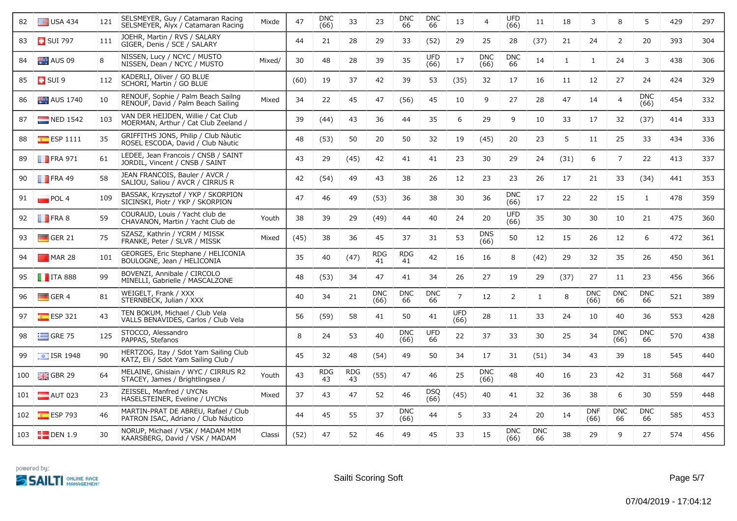| 82 | USA 434 | 121 | SELSMEYER, Guy / Catamaran Racing<br>SELSMEYER, Alyx / Catamaran Racing | Mixde | 47 | DNC (66) | 33 | 23 | DNC 66 | DNC 66 | 13 | 4 | UFD (66) | 11 | 18 | 3 | 8 | 5 | 429 | 297 |
|---|---|---|---|---|---|---|---|---|---|---|---|---|---|---|---|---|---|---|---|---|
| 83 | SUI 797 | 111 | JOEHR, Martin / RVS / SALARY<br>GIGER, Denis / SCE / SALARY | | 44 | 21 | 28 | 29 | 33 | (52) | 29 | 25 | 28 | (37) | 21 | 24 | 2 | 20 | 393 | 304 |
| 84 | AUS 09 | 8 | NISSEN, Lucy / NCYC / MUSTO<br>NISSEN, Dean / NCYC / MUSTO | Mixed/ | 30 | 48 | 28 | 39 | 35 | UFD (66) | 17 | DNC (66) | DNC 66 | 14 | 1 | 1 | 24 | 3 | 438 | 306 |
| 85 | SUI 9 | 112 | KADERLI, Oliver / GO BLUE<br>SCHORI, Martin / GO BLUE | | (60) | 19 | 37 | 42 | 39 | 53 | (35) | 32 | 17 | 16 | 11 | 12 | 27 | 24 | 424 | 329 |
| 86 | AUS 1740 | 10 | RENOUF, Sophie / Palm Beach Sailng<br>RENOUF, David / Palm Beach Sailing | Mixed | 34 | 22 | 45 | 47 | (56) | 45 | 10 | 9 | 27 | 28 | 47 | 14 | 4 | DNC (66) | 454 | 332 |
| 87 | NED 1542 | 103 | VAN DER HEIJDEN, Willie / Cat Club<br>MOERMAN, Arthur / Cat Club Zeeland / | | 39 | (44) | 43 | 36 | 44 | 35 | 6 | 29 | 9 | 10 | 33 | 17 | 32 | (37) | 414 | 333 |
| 88 | ESP 1111 | 35 | GRIFFITHS JONS, Philip / Club Nàutic<br>ROSEL ESCODA, David / Club Nàutic | | 48 | (53) | 50 | 20 | 50 | 32 | 19 | (45) | 20 | 23 | 5 | 11 | 25 | 33 | 434 | 336 |
| 89 | FRA 971 | 61 | LEDEE, Jean Francois / CNSB / SAINT<br>JORDIL, Vincent / CNSB / SAINT | | 43 | 29 | (45) | 42 | 41 | 41 | 23 | 30 | 29 | 24 | (31) | 6 | 7 | 22 | 413 | 337 |
| 90 | FRA 49 | 58 | JEAN FRANCOIS, Bauler / AVCR /<br>SALIOU, Saliou / AVCR / CIRRUS R | | 42 | (54) | 49 | 43 | 38 | 26 | 12 | 23 | 23 | 26 | 17 | 21 | 33 | (34) | 441 | 353 |
| 91 | POL 4 | 109 | BASSAK, Krzysztof / YKP / SKORPION<br>SICINSKI, Piotr / YKP / SKORPION | | 47 | 46 | 49 | (53) | 36 | 38 | 30 | 36 | DNC (66) | 17 | 22 | 22 | 15 | 1 | 478 | 359 |
| 92 | FRA 8 | 59 | COURAUD, Louis / Yacht club de<br>CHAVANON, Martin / Yacht Club de | Youth | 38 | 39 | 29 | (49) | 44 | 40 | 24 | 20 | UFD (66) | 35 | 30 | 30 | 10 | 21 | 475 | 360 |
| 93 | GER 21 | 75 | SZASZ, Kathrin / YCRM / MISSK<br>FRANKE, Peter / SLVR / MISSK | Mixed | (45) | 38 | 36 | 45 | 37 | 31 | 53 | DNS (66) | 50 | 12 | 15 | 26 | 12 | 6 | 472 | 361 |
| 94 | MAR 28 | 101 | GEORGES, Eric Stephane / HELICONIA<br>BOULOGNE, Jean / HELICONIA | | 35 | 40 | (47) | RDG 41 | RDG 41 | 42 | 16 | 16 | 8 | (42) | 29 | 32 | 35 | 26 | 450 | 361 |
| 95 | ITA 888 | 99 | BOVENZI, Annibale / CIRCOLO<br>MINELLI, Gabrielle / MASCALZONE | | 48 | (53) | 34 | 47 | 41 | 34 | 26 | 27 | 19 | 29 | (37) | 27 | 11 | 23 | 456 | 366 |
| 96 | GER 4 | 81 | WEIGELT, Frank / XXX<br>STERNBECK, Julian / XXX | | 40 | 34 | 21 | DNC (66) | DNC 66 | DNC 66 | 7 | 12 | 2 | 1 | 8 | DNC (66) | DNC 66 | DNC 66 | 521 | 389 |
| 97 | ESP 321 | 43 | TEN BOKUM, Michael / Club Vela<br>VALLS BENAVIDES, Carlos / Club Vela | | 56 | (59) | 58 | 41 | 50 | 41 | UFD (66) | 28 | 11 | 33 | 24 | 10 | 40 | 36 | 553 | 428 |
| 98 | GRE 75 | 125 | STOCCO, Alessandro<br>PAPPAS, Stefanos | | 8 | 24 | 53 | 40 | DNC (66) | UFD 66 | 22 | 37 | 33 | 30 | 25 | 34 | DNC (66) | DNC 66 | 570 | 438 |
| 99 | ISR 1948 | 90 | HERTZOG, Itay / Sdot Yam Sailing Club<br>KATZ, Eli / Sdot Yam Sailing Club / | | 45 | 32 | 48 | (54) | 49 | 50 | 34 | 17 | 31 | (51) | 34 | 43 | 39 | 18 | 545 | 440 |
| 100 | GBR 29 | 64 | MELAINE, Ghislain / WYC / CIRRUS R2<br>STACEY, James / Brightlingsea / | Youth | 43 | RDG 43 | RDG 43 | (55) | 47 | 46 | 25 | DNC (66) | 48 | 40 | 16 | 23 | 42 | 31 | 568 | 447 |
| 101 | AUT 023 | 23 | ZEISSEL, Manfred / UYCNs<br>HASELSTEINER, Eveline / UYCNs | Mixed | 37 | 43 | 47 | 52 | 46 | DSQ (66) | (45) | 40 | 41 | 32 | 36 | 38 | 6 | 30 | 559 | 448 |
| 102 | ESP 793 | 46 | MARTIN-PRAT DE ABREU, Rafael / Club<br>PATRON ISAC, Adriano / Club Náutico | | 44 | 45 | 55 | 37 | DNC (66) | 44 | 5 | 33 | 24 | 20 | 14 | DNF (66) | DNC 66 | DNC 66 | 585 | 453 |
| 103 | DEN 1.9 | 30 | NORUP, Michael / VSK / MADAM MIM<br>KAARSBERG, David / VSK / MADAM | Classi | (52) | 47 | 52 | 46 | 49 | 45 | 33 | 15 | DNC (66) | DNC 66 | 38 | 29 | 9 | 27 | 574 | 456 |

powered by: SAILTI ONLINE RACE MANAGEMENT

Sailti Scoring Soft

07/04/2019 - 17:04:12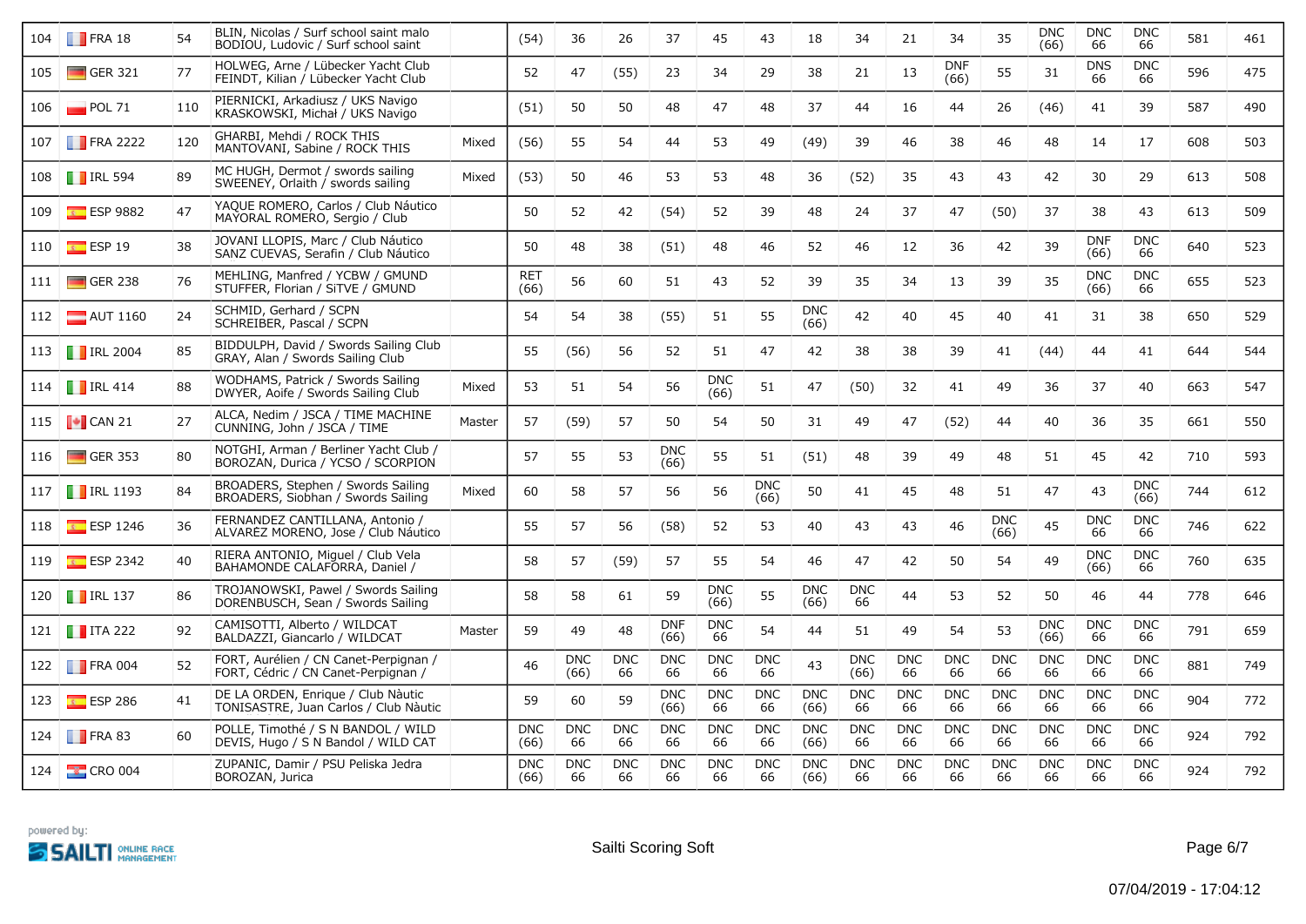| | | | | | | | | | | | | | | | | | | | | |
|---|---|---|---|---|---|---|---|---|---|---|---|---|---|---|---|---|---|---|---|---|
| 104 | FRA 18 | 54 | BLIN, Nicolas / Surf school saint malo BODIOU, Ludovic / Surf school saint | | (54) | 36 | 26 | 37 | 45 | 43 | 18 | 34 | 21 | 34 | 35 | DNC (66) | DNC 66 | DNC 66 | 581 | 461 |
| 105 | GER 321 | 77 | HOLWEG, Arne / Lübecker Yacht Club FEINDT, Kilian / Lübecker Yacht Club | | 52 | 47 | (55) | 23 | 34 | 29 | 38 | 21 | 13 | DNF (66) | 55 | 31 | DNS 66 | DNC 66 | 596 | 475 |
| 106 | POL 71 | 110 | PIERNICKI, Arkadiusz / UKS Navigo KRASKOWSKI, Michał / UKS Navigo | | (51) | 50 | 50 | 48 | 47 | 48 | 37 | 44 | 16 | 44 | 26 | (46) | 41 | 39 | 587 | 490 |
| 107 | FRA 2222 | 120 | GHARBI, Mehdi / ROCK THIS MANTOVANI, Sabine / ROCK THIS | Mixed | (56) | 55 | 54 | 44 | 53 | 49 | (49) | 39 | 46 | 38 | 46 | 48 | 14 | 17 | 608 | 503 |
| 108 | IRL 594 | 89 | MC HUGH, Dermot / swords sailing SWEENEY, Orlaith / swords sailing | Mixed | (53) | 50 | 46 | 53 | 53 | 48 | 36 | (52) | 35 | 43 | 43 | 42 | 30 | 29 | 613 | 508 |
| 109 | ESP 9882 | 47 | YAQUE ROMERO, Carlos / Club Náutico MAYORAL ROMERO, Sergio / Club | | 50 | 52 | 42 | (54) | 52 | 39 | 48 | 24 | 37 | 47 | (50) | 37 | 38 | 43 | 613 | 509 |
| 110 | ESP 19 | 38 | JOVANI LLOPIS, Marc / Club Náutico SANZ CUEVAS, Serafin / Club Náutico | | 50 | 48 | 38 | (51) | 48 | 46 | 52 | 46 | 12 | 36 | 42 | 39 | DNF (66) | DNC 66 | 640 | 523 |
| 111 | GER 238 | 76 | MEHLING, Manfred / YCBW / GMUND STUFFER, Florian / SiTVE / GMUND | | RET (66) | 56 | 60 | 51 | 43 | 52 | 39 | 35 | 34 | 13 | 39 | 35 | DNC (66) | DNC 66 | 655 | 523 |
| 112 | AUT 1160 | 24 | SCHMID, Gerhard / SCPN SCHREIBER, Pascal / SCPN | | 54 | 54 | 38 | (55) | 51 | 55 | DNC (66) | 42 | 40 | 45 | 40 | 41 | 31 | 38 | 650 | 529 |
| 113 | IRL 2004 | 85 | BIDDULPH, David / Swords Sailing Club GRAY, Alan / Swords Sailing Club | | 55 | (56) | 56 | 52 | 51 | 47 | 42 | 38 | 38 | 39 | 41 | (44) | 44 | 41 | 644 | 544 |
| 114 | IRL 414 | 88 | WODHAMS, Patrick / Swords Sailing DWYER, Aoife / Swords Sailing Club | Mixed | 53 | 51 | 54 | 56 | DNC (66) | 51 | 47 | (50) | 32 | 41 | 49 | 36 | 37 | 40 | 663 | 547 |
| 115 | CAN 21 | 27 | ALCA, Nedim / JSCA / TIME MACHINE CUNNING, John / JSCA / TIME | Master | 57 | (59) | 57 | 50 | 54 | 50 | 31 | 49 | 47 | (52) | 44 | 40 | 36 | 35 | 661 | 550 |
| 116 | GER 353 | 80 | NOTGHI, Arman / Berliner Yacht Club / BOROZAN, Durica / YCSO / SCORPION | | 57 | 55 | 53 | DNC (66) | 55 | 51 | (51) | 48 | 39 | 49 | 48 | 51 | 45 | 42 | 710 | 593 |
| 117 | IRL 1193 | 84 | BROADERS, Stephen / Swords Sailing BROADERS, Siobhan / Swords Sailing | Mixed | 60 | 58 | 57 | 56 | 56 | DNC (66) | 50 | 41 | 45 | 48 | 51 | 47 | 43 | DNC (66) | 744 | 612 |
| 118 | ESP 1246 | 36 | FERNANDEZ CANTILLANA, Antonio / ALVAREZ MORENO, Jose / Club Náutico | | 55 | 57 | 56 | (58) | 52 | 53 | 40 | 43 | 43 | 46 | DNC (66) | 45 | DNC 66 | DNC 66 | 746 | 622 |
| 119 | ESP 2342 | 40 | RIERA ANTONIO, Miguel / Club Vela BAHAMONDE CALAFORRA, Daniel / | | 58 | 57 | (59) | 57 | 55 | 54 | 46 | 47 | 42 | 50 | 54 | 49 | DNC (66) | DNC 66 | 760 | 635 |
| 120 | IRL 137 | 86 | TROJANOWSKI, Pawel / Swords Sailing DORENBUSCH, Sean / Swords Sailing | | 58 | 58 | 61 | 59 | DNC (66) | 55 | DNC (66) | DNC 66 | 44 | 53 | 52 | 50 | 46 | 44 | 778 | 646 |
| 121 | ITA 222 | 92 | CAMISOTTI, Alberto / WILDCAT BALDAZZI, Giancarlo / WILDCAT | Master | 59 | 49 | 48 | DNF (66) | DNC 66 | 54 | 44 | 51 | 49 | 54 | 53 | DNC (66) | DNC 66 | DNC 66 | 791 | 659 |
| 122 | FRA 004 | 52 | FORT, Aurélien / CN Canet-Perpignan / FORT, Cédric / CN Canet-Perpignan / | | 46 | DNC (66) | DNC 66 | DNC 66 | DNC 66 | DNC 66 | 43 | DNC (66) | DNC 66 | DNC 66 | DNC 66 | DNC 66 | DNC 66 | DNC 66 | 881 | 749 |
| 123 | ESP 286 | 41 | DE LA ORDEN, Enrique / Club Nàutic TONISASTRE, Juan Carlos / Club Nàutic | | 59 | 60 | 59 | DNC (66) | DNC 66 | DNC 66 | DNC (66) | DNC 66 | DNC 66 | DNC 66 | DNC 66 | DNC 66 | DNC 66 | DNC 66 | 904 | 772 |
| 124 | FRA 83 | 60 | POLLE, Timothé / S N BANDOL / WILD DEVIS, Hugo / S N Bandol / WILD CAT | | DNC (66) | DNC 66 | DNC 66 | DNC 66 | DNC 66 | DNC 66 | DNC (66) | DNC 66 | DNC 66 | DNC 66 | DNC 66 | DNC 66 | DNC 66 | DNC 66 | 924 | 792 |
| 124 | CRO 004 | | ZUPANIC, Damir / PSU Peliska Jedra BOROZAN, Jurica | | DNC (66) | DNC 66 | DNC 66 | DNC 66 | DNC 66 | DNC 66 | DNC (66) | DNC 66 | DNC 66 | DNC 66 | DNC 66 | DNC 66 | DNC 66 | DNC 66 | 924 | 792 |

powered by: SAILTI ONLINE RACE MANAGEMENT

Sailti Scoring Soft

07/04/2019 - 17:04:12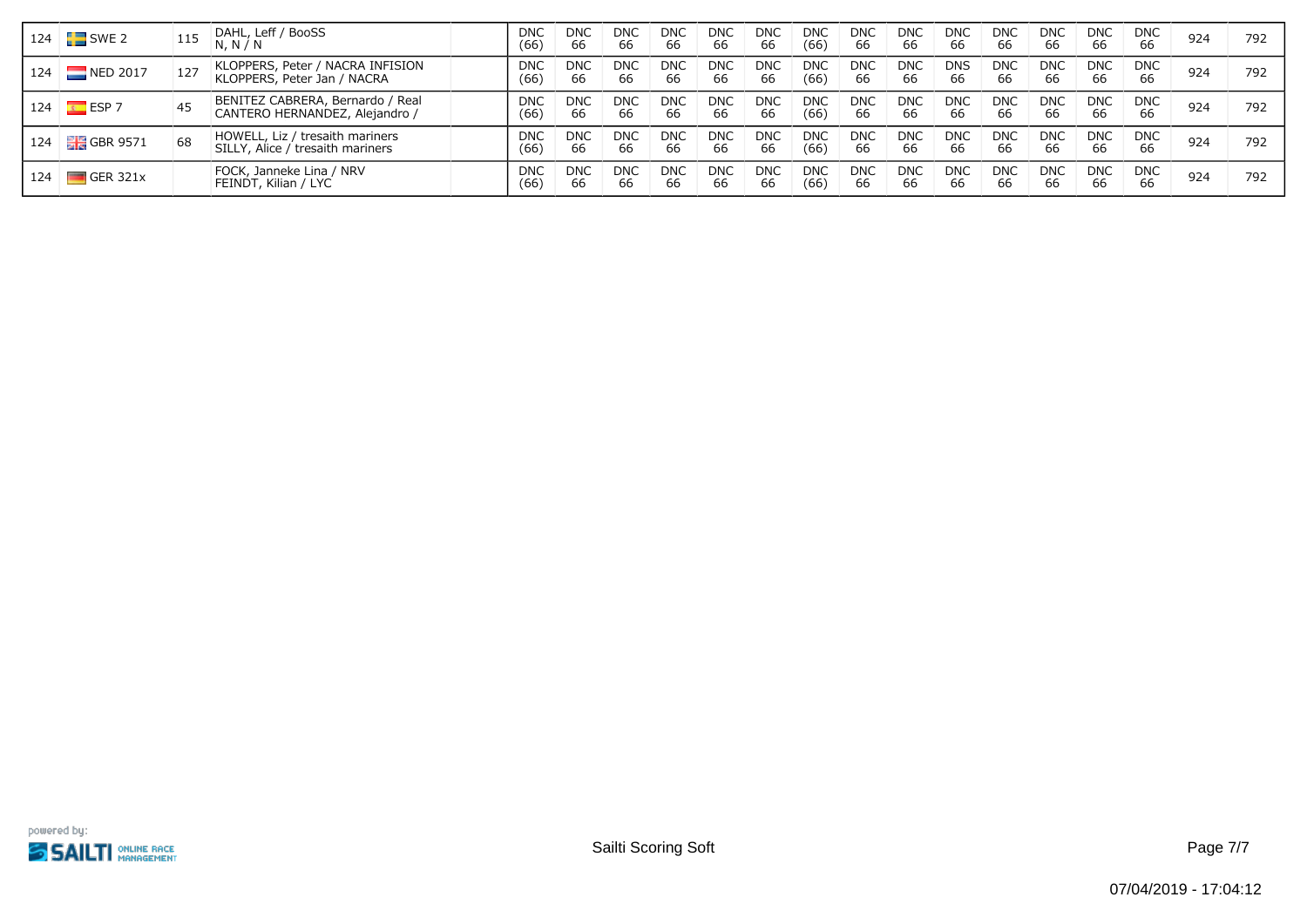| | | | | | | | | | | | | | | | | | | | | | |
|---|---|---|---|---|---|---|---|---|---|---|---|---|---|---|---|---|---|---|---|---|---|
| 124 | SWE 2 | 115 | DAHL, Leff / BooSS<br>N, N / N | | DNC (66) | DNC 66 | DNC 66 | DNC 66 | DNC 66 | DNC 66 | DNC (66) | DNC 66 | DNC 66 | DNC 66 | DNC 66 | DNC 66 | DNC 66 | DNC 66 | 924 | 792 |
| 124 | NED 2017 | 127 | KLOPPERS, Peter / NACRA INFISION<br>KLOPPERS, Peter Jan / NACRA | | DNC (66) | DNC 66 | DNC 66 | DNC 66 | DNC 66 | DNC 66 | DNC (66) | DNC 66 | DNC 66 | DNS 66 | DNC 66 | DNC 66 | DNC 66 | DNC 66 | 924 | 792 |
| 124 | ESP 7 | 45 | BENITEZ CABRERA, Bernardo / Real<br>CANTERO HERNANDEZ, Alejandro / | | DNC (66) | DNC 66 | DNC 66 | DNC 66 | DNC 66 | DNC 66 | DNC (66) | DNC 66 | DNC 66 | DNC 66 | DNC 66 | DNC 66 | DNC 66 | DNC 66 | 924 | 792 |
| 124 | GBR 9571 | 68 | HOWELL, Liz / tresaith mariners<br>SILLY, Alice / tresaith mariners | | DNC (66) | DNC 66 | DNC 66 | DNC 66 | DNC 66 | DNC 66 | DNC (66) | DNC 66 | DNC 66 | DNC 66 | DNC 66 | DNC 66 | DNC 66 | DNC 66 | 924 | 792 |
| 124 | GER 321x | | FOCK, Janneke Lina / NRV<br>FEINDT, Kilian / LYC | | DNC (66) | DNC 66 | DNC 66 | DNC 66 | DNC 66 | DNC 66 | DNC (66) | DNC 66 | DNC 66 | DNC 66 | DNC 66 | DNC 66 | DNC 66 | DNC 66 | 924 | 792 |

powered by: SAILTI ONLINE RACE MANAGEMENT

Sailti Scoring Soft

07/04/2019 - 17:04:12